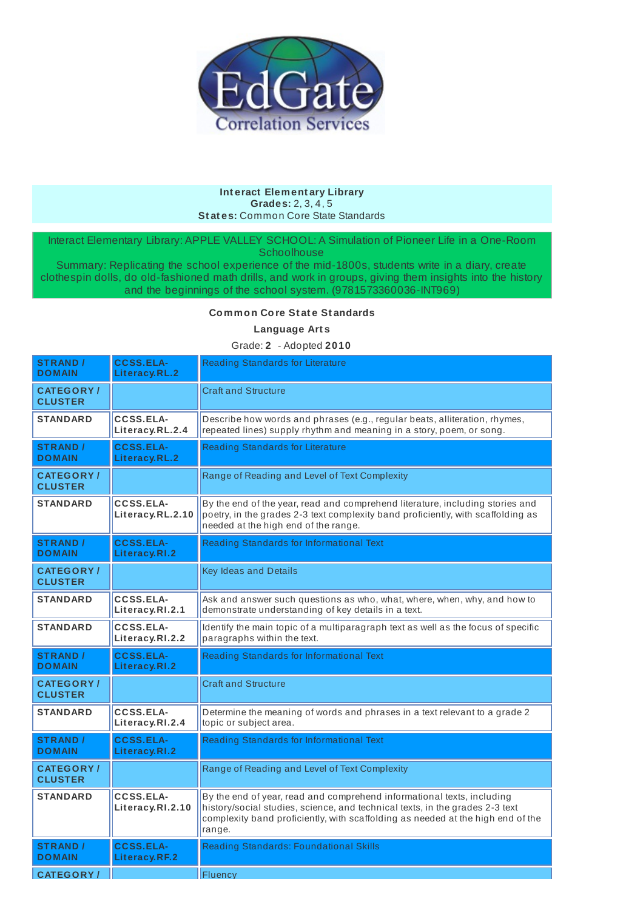EdGate Correlation Services

**Interact Elementary Library**
**Grades:** 2, 3, 4, 5
**States:** Common Core State Standards

Interact Elementary Library: APPLE VALLEY SCHOOL: A Simulation of Pioneer Life in a One-Room Schoolhouse
Summary: Replicating the school experience of the mid-1800s, students write in a diary, create clothespin dolls, do old-fashioned math drills, and work in groups, giving them insights into the history and the beginnings of the school system. (9781573360036-INT969)

**Common Core State Standards**

**Language Arts**

Grade: **2** - Adopted **2010**

| | | |
|---|---|---|
| **STRAND / DOMAIN** | **CCSS.ELA-Literacy.RL.2** | Reading Standards for Literature |
| **CATEGORY / CLUSTER** | | Craft and Structure |
| **STANDARD** | **CCSS.ELA-Literacy.RL.2.4** | Describe how words and phrases (e.g., regular beats, alliteration, rhymes, repeated lines) supply rhythm and meaning in a story, poem, or song. |
| **STRAND / DOMAIN** | **CCSS.ELA-Literacy.RL.2** | Reading Standards for Literature |
| **CATEGORY / CLUSTER** | | Range of Reading and Level of Text Complexity |
| **STANDARD** | **CCSS.ELA-Literacy.RL.2.10** | By the end of the year, read and comprehend literature, including stories and poetry, in the grades 2-3 text complexity band proficiently, with scaffolding as needed at the high end of the range. |
| **STRAND / DOMAIN** | **CCSS.ELA-Literacy.RI.2** | Reading Standards for Informational Text |
| **CATEGORY / CLUSTER** | | Key Ideas and Details |
| **STANDARD** | **CCSS.ELA-Literacy.RI.2.1** | Ask and answer such questions as who, what, where, when, why, and how to demonstrate understanding of key details in a text. |
| **STANDARD** | **CCSS.ELA-Literacy.RI.2.2** | Identify the main topic of a multiparagraph text as well as the focus of specific paragraphs within the text. |
| **STRAND / DOMAIN** | **CCSS.ELA-Literacy.RI.2** | Reading Standards for Informational Text |
| **CATEGORY / CLUSTER** | | Craft and Structure |
| **STANDARD** | **CCSS.ELA-Literacy.RI.2.4** | Determine the meaning of words and phrases in a text relevant to a grade 2 topic or subject area. |
| **STRAND / DOMAIN** | **CCSS.ELA-Literacy.RI.2** | Reading Standards for Informational Text |
| **CATEGORY / CLUSTER** | | Range of Reading and Level of Text Complexity |
| **STANDARD** | **CCSS.ELA-Literacy.RI.2.10** | By the end of year, read and comprehend informational texts, including history/social studies, science, and technical texts, in the grades 2-3 text complexity band proficiently, with scaffolding as needed at the high end of the range. |
| **STRAND / DOMAIN** | **CCSS.ELA-Literacy.RF.2** | Reading Standards: Foundational Skills |
| **CATEGORY /** | | Fluency |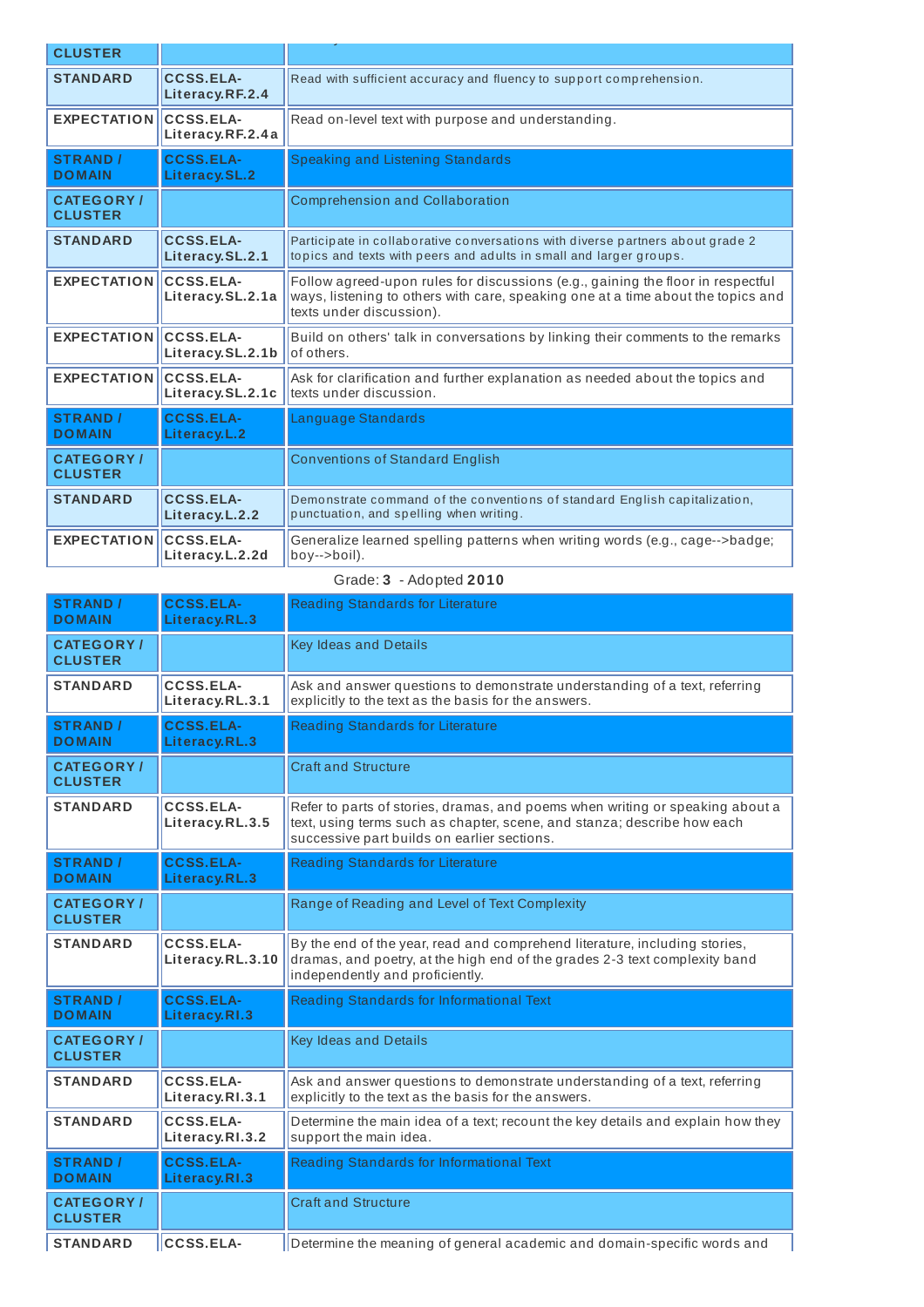| | | |
|---|---|---|
| CLUSTER | | |
| STANDARD | CCSS.ELA-Literacy.RF.2.4 | Read with sufficient accuracy and fluency to support comprehension. |
| EXPECTATION | CCSS.ELA-Literacy.RF.2.4a | Read on-level text with purpose and understanding. |
| STRAND / DOMAIN | CCSS.ELA-Literacy.SL.2 | Speaking and Listening Standards |
| CATEGORY / CLUSTER | | Comprehension and Collaboration |
| STANDARD | CCSS.ELA-Literacy.SL.2.1 | Participate in collaborative conversations with diverse partners about grade 2 topics and texts with peers and adults in small and larger groups. |
| EXPECTATION | CCSS.ELA-Literacy.SL.2.1a | Follow agreed-upon rules for discussions (e.g., gaining the floor in respectful ways, listening to others with care, speaking one at a time about the topics and texts under discussion). |
| EXPECTATION | CCSS.ELA-Literacy.SL.2.1b | Build on others' talk in conversations by linking their comments to the remarks of others. |
| EXPECTATION | CCSS.ELA-Literacy.SL.2.1c | Ask for clarification and further explanation as needed about the topics and texts under discussion. |
| STRAND / DOMAIN | CCSS.ELA-Literacy.L.2 | Language Standards |
| CATEGORY / CLUSTER | | Conventions of Standard English |
| STANDARD | CCSS.ELA-Literacy.L.2.2 | Demonstrate command of the conventions of standard English capitalization, punctuation, and spelling when writing. |
| EXPECTATION | CCSS.ELA-Literacy.L.2.2d | Generalize learned spelling patterns when writing words (e.g., cage-->badge; boy-->boil). |

Grade: **3** - Adopted **2010**

| | | |
|---|---|---|
| STRAND / DOMAIN | CCSS.ELA-Literacy.RL.3 | Reading Standards for Literature |
| CATEGORY / CLUSTER | | Key Ideas and Details |
| STANDARD | CCSS.ELA-Literacy.RL.3.1 | Ask and answer questions to demonstrate understanding of a text, referring explicitly to the text as the basis for the answers. |
| STRAND / DOMAIN | CCSS.ELA-Literacy.RL.3 | Reading Standards for Literature |
| CATEGORY / CLUSTER | | Craft and Structure |
| STANDARD | CCSS.ELA-Literacy.RL.3.5 | Refer to parts of stories, dramas, and poems when writing or speaking about a text, using terms such as chapter, scene, and stanza; describe how each successive part builds on earlier sections. |
| STRAND / DOMAIN | CCSS.ELA-Literacy.RL.3 | Reading Standards for Literature |
| CATEGORY / CLUSTER | | Range of Reading and Level of Text Complexity |
| STANDARD | CCSS.ELA-Literacy.RL.3.10 | By the end of the year, read and comprehend literature, including stories, dramas, and poetry, at the high end of the grades 2-3 text complexity band independently and proficiently. |
| STRAND / DOMAIN | CCSS.ELA-Literacy.RI.3 | Reading Standards for Informational Text |
| CATEGORY / CLUSTER | | Key Ideas and Details |
| STANDARD | CCSS.ELA-Literacy.RI.3.1 | Ask and answer questions to demonstrate understanding of a text, referring explicitly to the text as the basis for the answers. |
| STANDARD | CCSS.ELA-Literacy.RI.3.2 | Determine the main idea of a text; recount the key details and explain how they support the main idea. |
| STRAND / DOMAIN | CCSS.ELA-Literacy.RI.3 | Reading Standards for Informational Text |
| CATEGORY / CLUSTER | | Craft and Structure |
| STANDARD | CCSS.ELA- | Determine the meaning of general academic and domain-specific words and |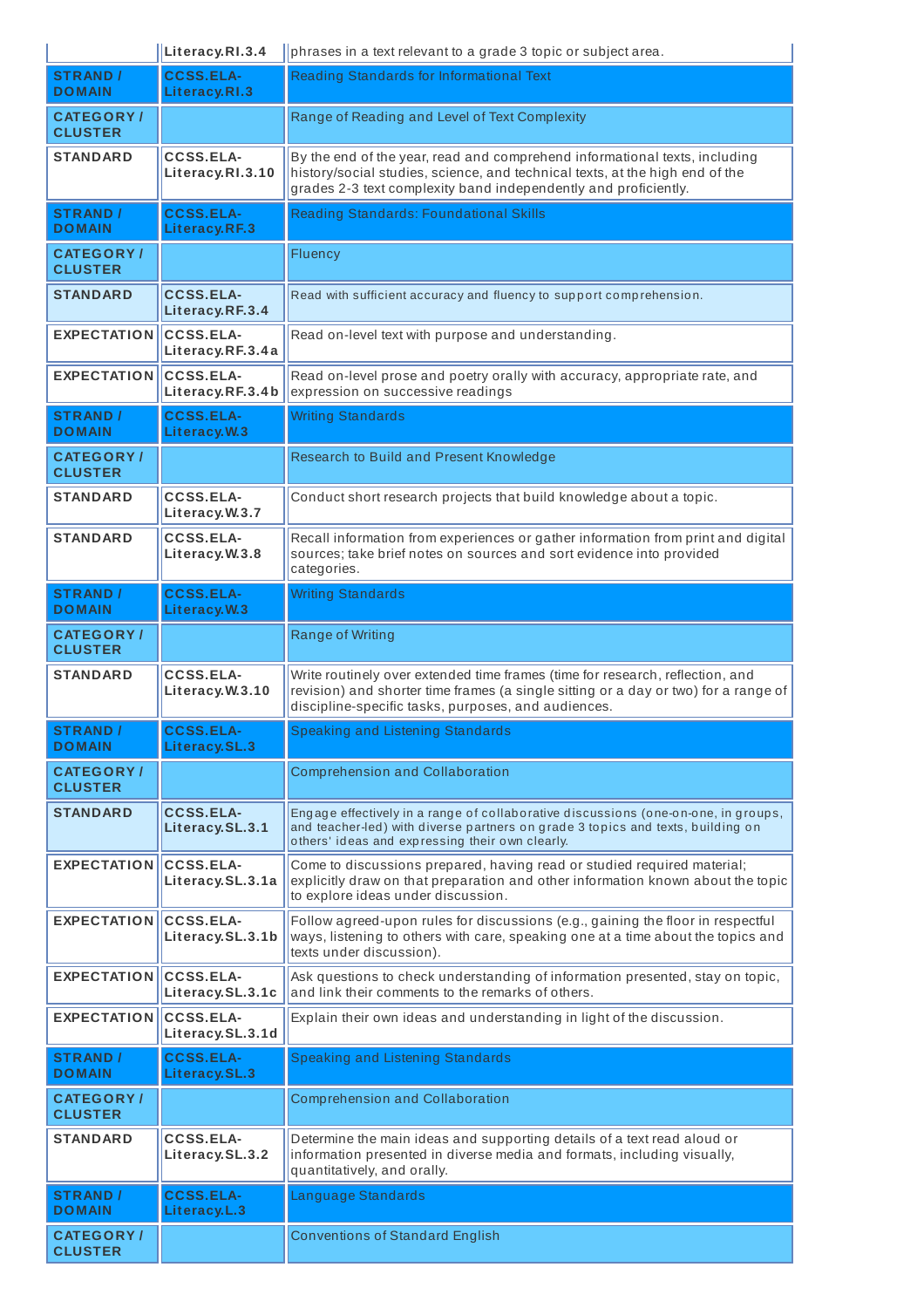| | | |
|---|---|---|
| | Literacy.RI.3.4 | phrases in a text relevant to a grade 3 topic or subject area. |
| **STRAND / DOMAIN** | **CCSS.ELA-Literacy.RI.3** | Reading Standards for Informational Text |
| **CATEGORY / CLUSTER** | | Range of Reading and Level of Text Complexity |
| **STANDARD** | **CCSS.ELA-Literacy.RI.3.10** | By the end of the year, read and comprehend informational texts, including history/social studies, science, and technical texts, at the high end of the grades 2-3 text complexity band independently and proficiently. |
| **STRAND / DOMAIN** | **CCSS.ELA-Literacy.RF.3** | Reading Standards: Foundational Skills |
| **CATEGORY / CLUSTER** | | Fluency |
| **STANDARD** | **CCSS.ELA-Literacy.RF.3.4** | Read with sufficient accuracy and fluency to support comprehension. |
| **EXPECTATION** | **CCSS.ELA-Literacy.RF.3.4a** | Read on-level text with purpose and understanding. |
| **EXPECTATION** | **CCSS.ELA-Literacy.RF.3.4b** | Read on-level prose and poetry orally with accuracy, appropriate rate, and expression on successive readings |
| **STRAND / DOMAIN** | **CCSS.ELA-Literacy.W.3** | Writing Standards |
| **CATEGORY / CLUSTER** | | Research to Build and Present Knowledge |
| **STANDARD** | **CCSS.ELA-Literacy.W.3.7** | Conduct short research projects that build knowledge about a topic. |
| **STANDARD** | **CCSS.ELA-Literacy.W.3.8** | Recall information from experiences or gather information from print and digital sources; take brief notes on sources and sort evidence into provided categories. |
| **STRAND / DOMAIN** | **CCSS.ELA-Literacy.W.3** | Writing Standards |
| **CATEGORY / CLUSTER** | | Range of Writing |
| **STANDARD** | **CCSS.ELA-Literacy.W.3.10** | Write routinely over extended time frames (time for research, reflection, and revision) and shorter time frames (a single sitting or a day or two) for a range of discipline-specific tasks, purposes, and audiences. |
| **STRAND / DOMAIN** | **CCSS.ELA-Literacy.SL.3** | Speaking and Listening Standards |
| **CATEGORY / CLUSTER** | | Comprehension and Collaboration |
| **STANDARD** | **CCSS.ELA-Literacy.SL.3.1** | Engage effectively in a range of collaborative discussions (one-on-one, in groups, and teacher-led) with diverse partners on grade 3 topics and texts, building on others' ideas and expressing their own clearly. |
| **EXPECTATION** | **CCSS.ELA-Literacy.SL.3.1a** | Come to discussions prepared, having read or studied required material; explicitly draw on that preparation and other information known about the topic to explore ideas under discussion. |
| **EXPECTATION** | **CCSS.ELA-Literacy.SL.3.1b** | Follow agreed-upon rules for discussions (e.g., gaining the floor in respectful ways, listening to others with care, speaking one at a time about the topics and texts under discussion). |
| **EXPECTATION** | **CCSS.ELA-Literacy.SL.3.1c** | Ask questions to check understanding of information presented, stay on topic, and link their comments to the remarks of others. |
| **EXPECTATION** | **CCSS.ELA-Literacy.SL.3.1d** | Explain their own ideas and understanding in light of the discussion. |
| **STRAND / DOMAIN** | **CCSS.ELA-Literacy.SL.3** | Speaking and Listening Standards |
| **CATEGORY / CLUSTER** | | Comprehension and Collaboration |
| **STANDARD** | **CCSS.ELA-Literacy.SL.3.2** | Determine the main ideas and supporting details of a text read aloud or information presented in diverse media and formats, including visually, quantitatively, and orally. |
| **STRAND / DOMAIN** | **CCSS.ELA-Literacy.L.3** | Language Standards |
| **CATEGORY / CLUSTER** | | Conventions of Standard English |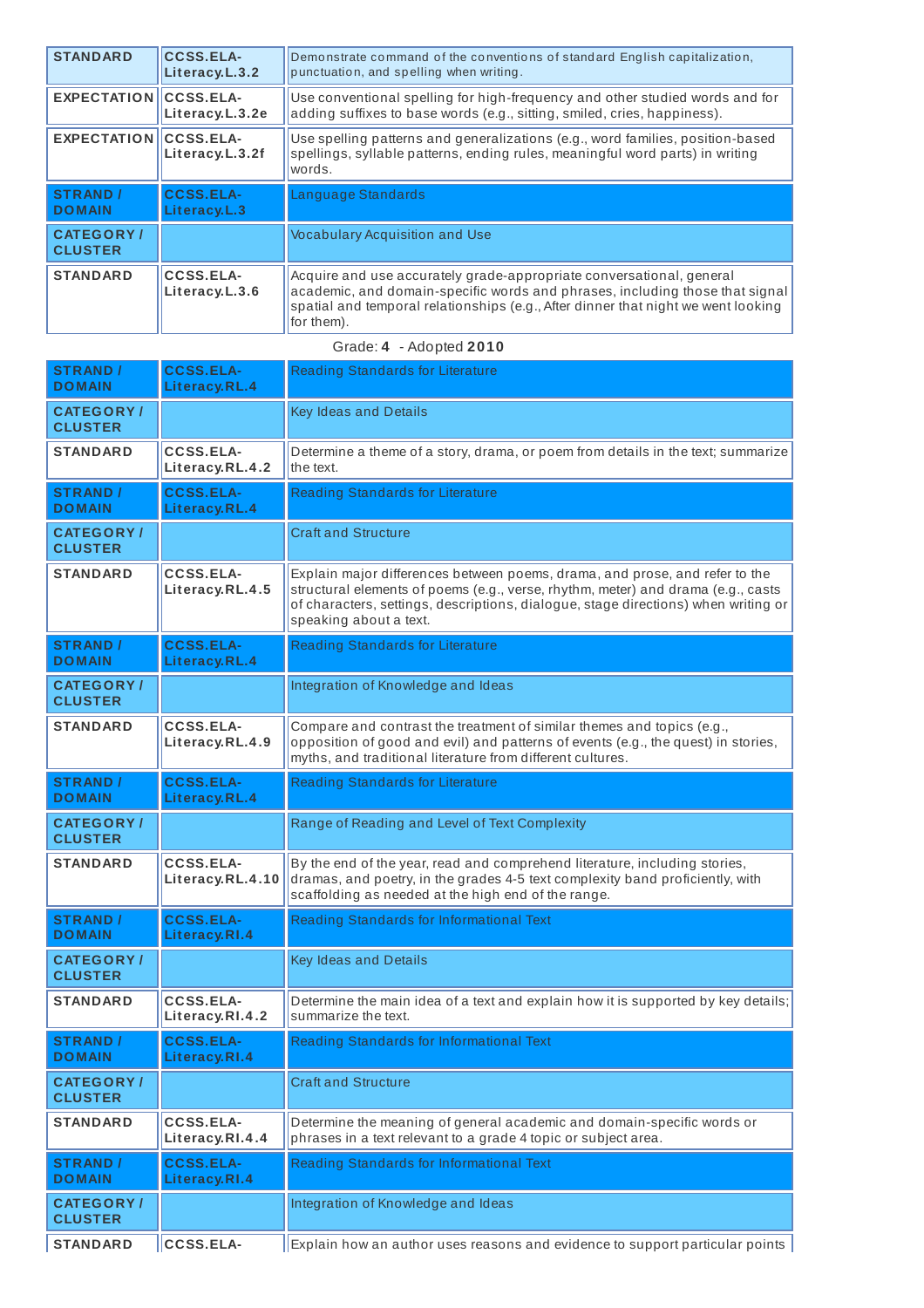| | | |
|---|---|---|
| STANDARD | CCSS.ELA-Literacy.L.3.2 | Demonstrate command of the conventions of standard English capitalization, punctuation, and spelling when writing. |
| EXPECTATION | CCSS.ELA-Literacy.L.3.2e | Use conventional spelling for high-frequency and other studied words and for adding suffixes to base words (e.g., sitting, smiled, cries, happiness). |
| EXPECTATION | CCSS.ELA-Literacy.L.3.2f | Use spelling patterns and generalizations (e.g., word families, position-based spellings, syllable patterns, ending rules, meaningful word parts) in writing words. |
| STRAND / DOMAIN | CCSS.ELA-Literacy.L.3 | Language Standards |
| CATEGORY / CLUSTER | | Vocabulary Acquisition and Use |
| STANDARD | CCSS.ELA-Literacy.L.3.6 | Acquire and use accurately grade-appropriate conversational, general academic, and domain-specific words and phrases, including those that signal spatial and temporal relationships (e.g., After dinner that night we went looking for them). |

Grade: **4** - Adopted **2010**

| | | |
|---|---|---|
| STRAND / DOMAIN | CCSS.ELA-Literacy.RL.4 | Reading Standards for Literature |
| CATEGORY / CLUSTER | | Key Ideas and Details |
| STANDARD | CCSS.ELA-Literacy.RL.4.2 | Determine a theme of a story, drama, or poem from details in the text; summarize the text. |
| STRAND / DOMAIN | CCSS.ELA-Literacy.RL.4 | Reading Standards for Literature |
| CATEGORY / CLUSTER | | Craft and Structure |
| STANDARD | CCSS.ELA-Literacy.RL.4.5 | Explain major differences between poems, drama, and prose, and refer to the structural elements of poems (e.g., verse, rhythm, meter) and drama (e.g., casts of characters, settings, descriptions, dialogue, stage directions) when writing or speaking about a text. |
| STRAND / DOMAIN | CCSS.ELA-Literacy.RL.4 | Reading Standards for Literature |
| CATEGORY / CLUSTER | | Integration of Knowledge and Ideas |
| STANDARD | CCSS.ELA-Literacy.RL.4.9 | Compare and contrast the treatment of similar themes and topics (e.g., opposition of good and evil) and patterns of events (e.g., the quest) in stories, myths, and traditional literature from different cultures. |
| STRAND / DOMAIN | CCSS.ELA-Literacy.RL.4 | Reading Standards for Literature |
| CATEGORY / CLUSTER | | Range of Reading and Level of Text Complexity |
| STANDARD | CCSS.ELA-Literacy.RL.4.10 | By the end of the year, read and comprehend literature, including stories, dramas, and poetry, in the grades 4-5 text complexity band proficiently, with scaffolding as needed at the high end of the range. |
| STRAND / DOMAIN | CCSS.ELA-Literacy.RI.4 | Reading Standards for Informational Text |
| CATEGORY / CLUSTER | | Key Ideas and Details |
| STANDARD | CCSS.ELA-Literacy.RI.4.2 | Determine the main idea of a text and explain how it is supported by key details; summarize the text. |
| STRAND / DOMAIN | CCSS.ELA-Literacy.RI.4 | Reading Standards for Informational Text |
| CATEGORY / CLUSTER | | Craft and Structure |
| STANDARD | CCSS.ELA-Literacy.RI.4.4 | Determine the meaning of general academic and domain-specific words or phrases in a text relevant to a grade 4 topic or subject area. |
| STRAND / DOMAIN | CCSS.ELA-Literacy.RI.4 | Reading Standards for Informational Text |
| CATEGORY / CLUSTER | | Integration of Knowledge and Ideas |
| STANDARD | CCSS.ELA- | Explain how an author uses reasons and evidence to support particular points |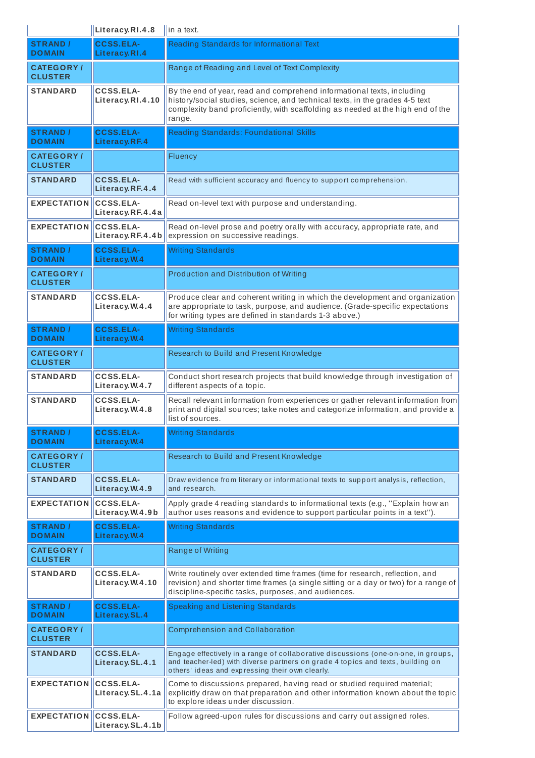| | | |
|---|---|---|
| | Literacy.RI.4.8 | in a text. |
| **STRAND / DOMAIN** | **CCSS.ELA-Literacy.RI.4** | Reading Standards for Informational Text |
| **CATEGORY / CLUSTER** | | Range of Reading and Level of Text Complexity |
| **STANDARD** | **CCSS.ELA-Literacy.RI.4.10** | By the end of year, read and comprehend informational texts, including history/social studies, science, and technical texts, in the grades 4-5 text complexity band proficiently, with scaffolding as needed at the high end of the range. |
| **STRAND / DOMAIN** | **CCSS.ELA-Literacy.RF.4** | Reading Standards: Foundational Skills |
| **CATEGORY / CLUSTER** | | Fluency |
| **STANDARD** | **CCSS.ELA-Literacy.RF.4.4** | Read with sufficient accuracy and fluency to support comprehension. |
| **EXPECTATION** | **CCSS.ELA-Literacy.RF.4.4a** | Read on-level text with purpose and understanding. |
| **EXPECTATION** | **CCSS.ELA-Literacy.RF.4.4b** | Read on-level prose and poetry orally with accuracy, appropriate rate, and expression on successive readings. |
| **STRAND / DOMAIN** | **CCSS.ELA-Literacy.W.4** | Writing Standards |
| **CATEGORY / CLUSTER** | | Production and Distribution of Writing |
| **STANDARD** | **CCSS.ELA-Literacy.W.4.4** | Produce clear and coherent writing in which the development and organization are appropriate to task, purpose, and audience. (Grade-specific expectations for writing types are defined in standards 1-3 above.) |
| **STRAND / DOMAIN** | **CCSS.ELA-Literacy.W.4** | Writing Standards |
| **CATEGORY / CLUSTER** | | Research to Build and Present Knowledge |
| **STANDARD** | **CCSS.ELA-Literacy.W.4.7** | Conduct short research projects that build knowledge through investigation of different aspects of a topic. |
| **STANDARD** | **CCSS.ELA-Literacy.W.4.8** | Recall relevant information from experiences or gather relevant information from print and digital sources; take notes and categorize information, and provide a list of sources. |
| **STRAND / DOMAIN** | **CCSS.ELA-Literacy.W.4** | Writing Standards |
| **CATEGORY / CLUSTER** | | Research to Build and Present Knowledge |
| **STANDARD** | **CCSS.ELA-Literacy.W.4.9** | Draw evidence from literary or informational texts to support analysis, reflection, and research. |
| **EXPECTATION** | **CCSS.ELA-Literacy.W.4.9b** | Apply grade 4 reading standards to informational texts (e.g., "Explain how an author uses reasons and evidence to support particular points in a text"). |
| **STRAND / DOMAIN** | **CCSS.ELA-Literacy.W.4** | Writing Standards |
| **CATEGORY / CLUSTER** | | Range of Writing |
| **STANDARD** | **CCSS.ELA-Literacy.W.4.10** | Write routinely over extended time frames (time for research, reflection, and revision) and shorter time frames (a single sitting or a day or two) for a range of discipline-specific tasks, purposes, and audiences. |
| **STRAND / DOMAIN** | **CCSS.ELA-Literacy.SL.4** | Speaking and Listening Standards |
| **CATEGORY / CLUSTER** | | Comprehension and Collaboration |
| **STANDARD** | **CCSS.ELA-Literacy.SL.4.1** | Engage effectively in a range of collaborative discussions (one-on-one, in groups, and teacher-led) with diverse partners on grade 4 topics and texts, building on others' ideas and expressing their own clearly. |
| **EXPECTATION** | **CCSS.ELA-Literacy.SL.4.1a** | Come to discussions prepared, having read or studied required material; explicitly draw on that preparation and other information known about the topic to explore ideas under discussion. |
| **EXPECTATION** | **CCSS.ELA-Literacy.SL.4.1b** | Follow agreed-upon rules for discussions and carry out assigned roles. |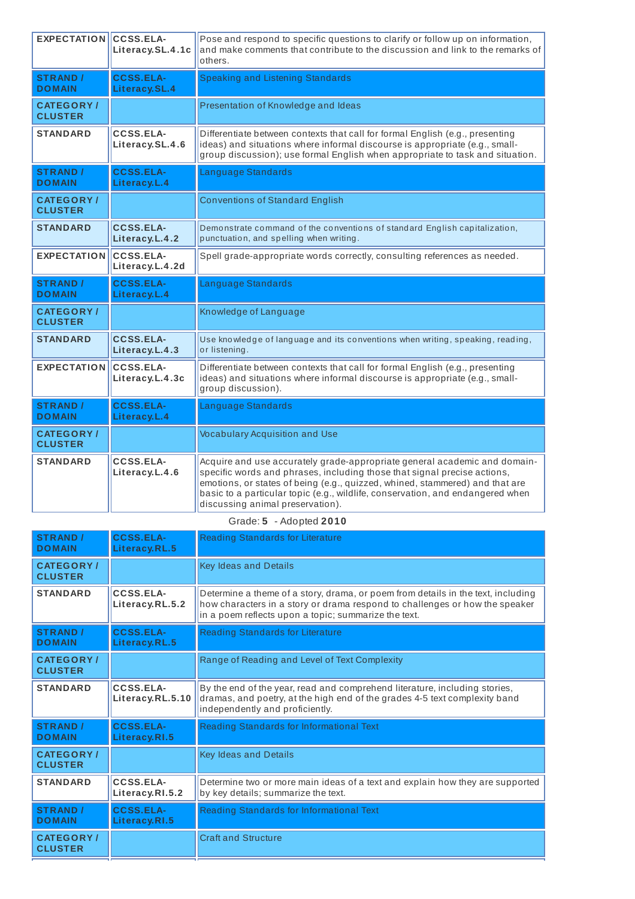| EXPECTATION | CCSS.ELA-Literacy.SL.4.1c | Pose and respond to specific questions to clarify or follow up on information, and make comments that contribute to the discussion and link to the remarks of others. |
|---|---|---|
| STRAND / DOMAIN | CCSS.ELA-Literacy.SL.4 | Speaking and Listening Standards |
| CATEGORY / CLUSTER | | Presentation of Knowledge and Ideas |
| STANDARD | CCSS.ELA-Literacy.SL.4.6 | Differentiate between contexts that call for formal English (e.g., presenting ideas) and situations where informal discourse is appropriate (e.g., small-group discussion); use formal English when appropriate to task and situation. |
| STRAND / DOMAIN | CCSS.ELA-Literacy.L.4 | Language Standards |
| CATEGORY / CLUSTER | | Conventions of Standard English |
| STANDARD | CCSS.ELA-Literacy.L.4.2 | Demonstrate command of the conventions of standard English capitalization, punctuation, and spelling when writing. |
| EXPECTATION | CCSS.ELA-Literacy.L.4.2d | Spell grade-appropriate words correctly, consulting references as needed. |
| STRAND / DOMAIN | CCSS.ELA-Literacy.L.4 | Language Standards |
| CATEGORY / CLUSTER | | Knowledge of Language |
| STANDARD | CCSS.ELA-Literacy.L.4.3 | Use knowledge of language and its conventions when writing, speaking, reading, or listening. |
| EXPECTATION | CCSS.ELA-Literacy.L.4.3c | Differentiate between contexts that call for formal English (e.g., presenting ideas) and situations where informal discourse is appropriate (e.g., small-group discussion). |
| STRAND / DOMAIN | CCSS.ELA-Literacy.L.4 | Language Standards |
| CATEGORY / CLUSTER | | Vocabulary Acquisition and Use |
| STANDARD | CCSS.ELA-Literacy.L.4.6 | Acquire and use accurately grade-appropriate general academic and domain-specific words and phrases, including those that signal precise actions, emotions, or states of being (e.g., quizzed, whined, stammered) and that are basic to a particular topic (e.g., wildlife, conservation, and endangered when discussing animal preservation). |

Grade: **5** - Adopted **2010**

| STRAND / DOMAIN | CCSS.ELA-Literacy.RL.5 | Reading Standards for Literature |
|---|---|---|
| CATEGORY / CLUSTER | | Key Ideas and Details |
| STANDARD | CCSS.ELA-Literacy.RL.5.2 | Determine a theme of a story, drama, or poem from details in the text, including how characters in a story or drama respond to challenges or how the speaker in a poem reflects upon a topic; summarize the text. |
| STRAND / DOMAIN | CCSS.ELA-Literacy.RL.5 | Reading Standards for Literature |
| CATEGORY / CLUSTER | | Range of Reading and Level of Text Complexity |
| STANDARD | CCSS.ELA-Literacy.RL.5.10 | By the end of the year, read and comprehend literature, including stories, dramas, and poetry, at the high end of the grades 4-5 text complexity band independently and proficiently. |
| STRAND / DOMAIN | CCSS.ELA-Literacy.RI.5 | Reading Standards for Informational Text |
| CATEGORY / CLUSTER | | Key Ideas and Details |
| STANDARD | CCSS.ELA-Literacy.RI.5.2 | Determine two or more main ideas of a text and explain how they are supported by key details; summarize the text. |
| STRAND / DOMAIN | CCSS.ELA-Literacy.RI.5 | Reading Standards for Informational Text |
| CATEGORY / CLUSTER | | Craft and Structure |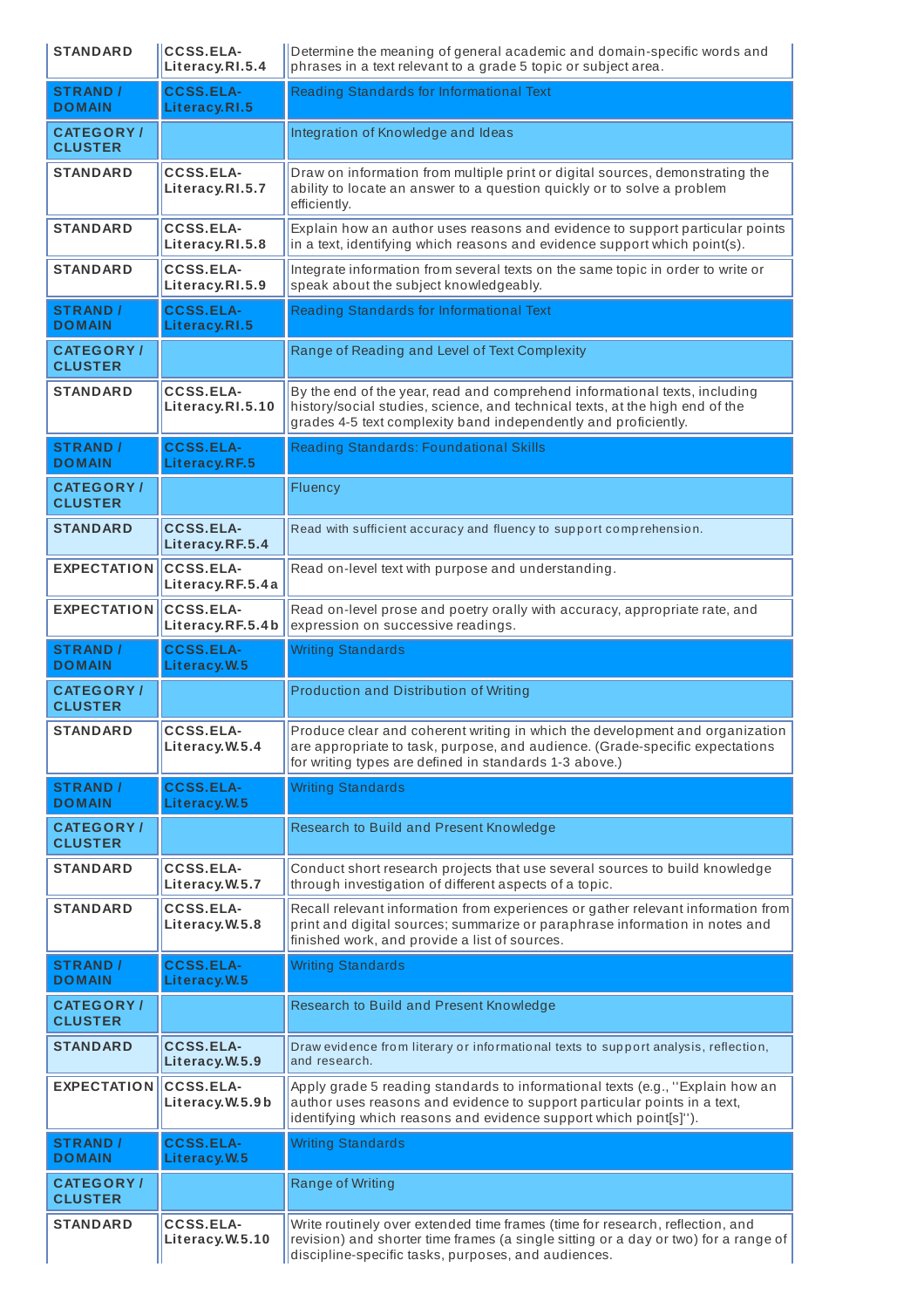| | | |
|---|---|---|
| STANDARD | CCSS.ELA-Literacy.RI.5.4 | Determine the meaning of general academic and domain-specific words and phrases in a text relevant to a grade 5 topic or subject area. |
| STRAND / DOMAIN | CCSS.ELA-Literacy.RI.5 | Reading Standards for Informational Text |
| CATEGORY / CLUSTER | | Integration of Knowledge and Ideas |
| STANDARD | CCSS.ELA-Literacy.RI.5.7 | Draw on information from multiple print or digital sources, demonstrating the ability to locate an answer to a question quickly or to solve a problem efficiently. |
| STANDARD | CCSS.ELA-Literacy.RI.5.8 | Explain how an author uses reasons and evidence to support particular points in a text, identifying which reasons and evidence support which point(s). |
| STANDARD | CCSS.ELA-Literacy.RI.5.9 | Integrate information from several texts on the same topic in order to write or speak about the subject knowledgeably. |
| STRAND / DOMAIN | CCSS.ELA-Literacy.RI.5 | Reading Standards for Informational Text |
| CATEGORY / CLUSTER | | Range of Reading and Level of Text Complexity |
| STANDARD | CCSS.ELA-Literacy.RI.5.10 | By the end of the year, read and comprehend informational texts, including history/social studies, science, and technical texts, at the high end of the grades 4-5 text complexity band independently and proficiently. |
| STRAND / DOMAIN | CCSS.ELA-Literacy.RF.5 | Reading Standards: Foundational Skills |
| CATEGORY / CLUSTER | | Fluency |
| STANDARD | CCSS.ELA-Literacy.RF.5.4 | Read with sufficient accuracy and fluency to support comprehension. |
| EXPECTATION | CCSS.ELA-Literacy.RF.5.4a | Read on-level text with purpose and understanding. |
| EXPECTATION | CCSS.ELA-Literacy.RF.5.4b | Read on-level prose and poetry orally with accuracy, appropriate rate, and expression on successive readings. |
| STRAND / DOMAIN | CCSS.ELA-Literacy.W.5 | Writing Standards |
| CATEGORY / CLUSTER | | Production and Distribution of Writing |
| STANDARD | CCSS.ELA-Literacy.W.5.4 | Produce clear and coherent writing in which the development and organization are appropriate to task, purpose, and audience. (Grade-specific expectations for writing types are defined in standards 1-3 above.) |
| STRAND / DOMAIN | CCSS.ELA-Literacy.W.5 | Writing Standards |
| CATEGORY / CLUSTER | | Research to Build and Present Knowledge |
| STANDARD | CCSS.ELA-Literacy.W.5.7 | Conduct short research projects that use several sources to build knowledge through investigation of different aspects of a topic. |
| STANDARD | CCSS.ELA-Literacy.W.5.8 | Recall relevant information from experiences or gather relevant information from print and digital sources; summarize or paraphrase information in notes and finished work, and provide a list of sources. |
| STRAND / DOMAIN | CCSS.ELA-Literacy.W.5 | Writing Standards |
| CATEGORY / CLUSTER | | Research to Build and Present Knowledge |
| STANDARD | CCSS.ELA-Literacy.W.5.9 | Draw evidence from literary or informational texts to support analysis, reflection, and research. |
| EXPECTATION | CCSS.ELA-Literacy.W.5.9b | Apply grade 5 reading standards to informational texts (e.g., "Explain how an author uses reasons and evidence to support particular points in a text, identifying which reasons and evidence support which point[s]"). |
| STRAND / DOMAIN | CCSS.ELA-Literacy.W.5 | Writing Standards |
| CATEGORY / CLUSTER | | Range of Writing |
| STANDARD | CCSS.ELA-Literacy.W.5.10 | Write routinely over extended time frames (time for research, reflection, and revision) and shorter time frames (a single sitting or a day or two) for a range of discipline-specific tasks, purposes, and audiences. |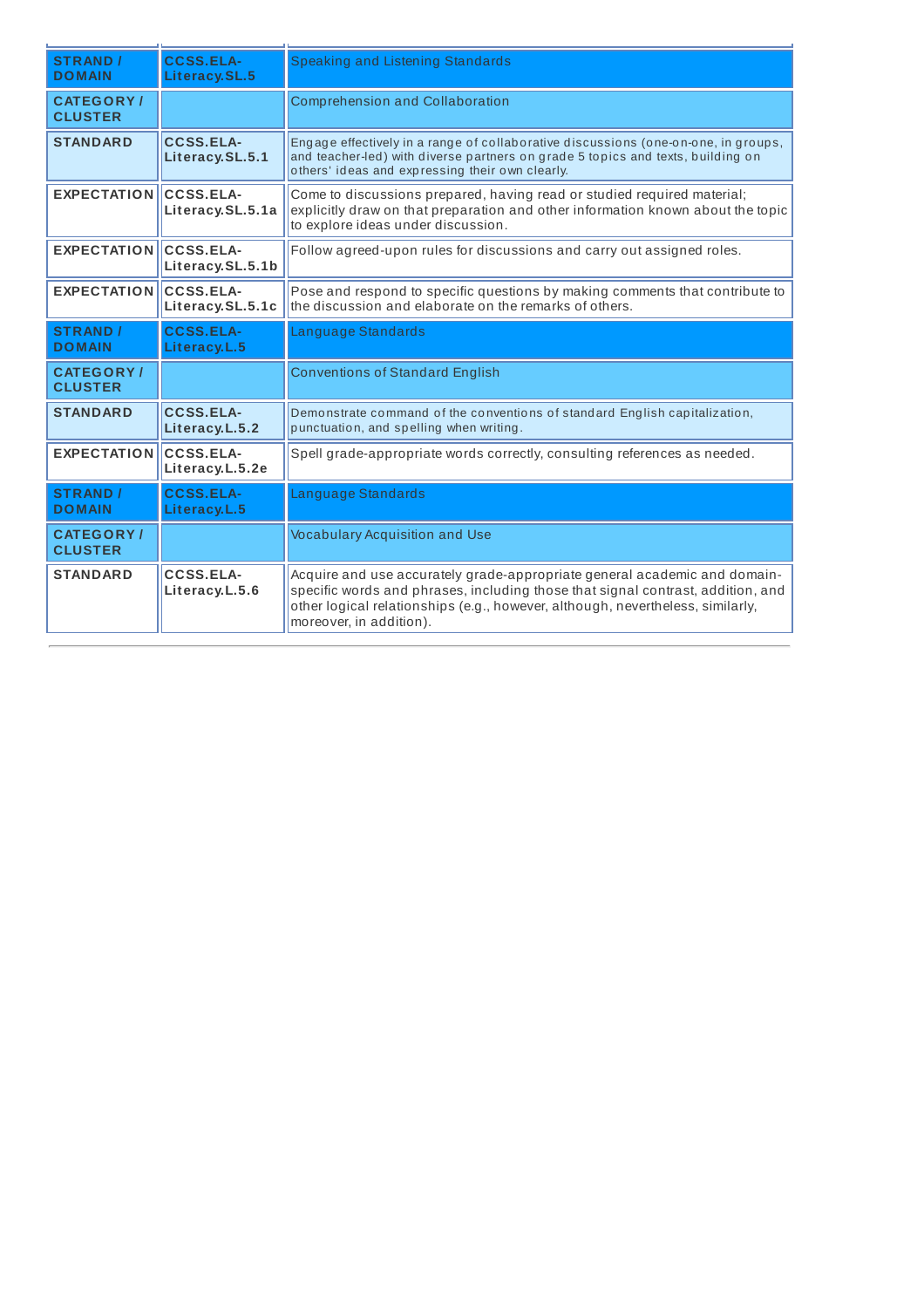| | | |
|---|---|---|
| STRAND / DOMAIN | CCSS.ELA-Literacy.SL.5 | Speaking and Listening Standards |
| CATEGORY / CLUSTER | | Comprehension and Collaboration |
| STANDARD | CCSS.ELA-Literacy.SL.5.1 | Engage effectively in a range of collaborative discussions (one-on-one, in groups, and teacher-led) with diverse partners on grade 5 topics and texts, building on others' ideas and expressing their own clearly. |
| EXPECTATION | CCSS.ELA-Literacy.SL.5.1a | Come to discussions prepared, having read or studied required material; explicitly draw on that preparation and other information known about the topic to explore ideas under discussion. |
| EXPECTATION | CCSS.ELA-Literacy.SL.5.1b | Follow agreed-upon rules for discussions and carry out assigned roles. |
| EXPECTATION | CCSS.ELA-Literacy.SL.5.1c | Pose and respond to specific questions by making comments that contribute to the discussion and elaborate on the remarks of others. |
| STRAND / DOMAIN | CCSS.ELA-Literacy.L.5 | Language Standards |
| CATEGORY / CLUSTER | | Conventions of Standard English |
| STANDARD | CCSS.ELA-Literacy.L.5.2 | Demonstrate command of the conventions of standard English capitalization, punctuation, and spelling when writing. |
| EXPECTATION | CCSS.ELA-Literacy.L.5.2e | Spell grade-appropriate words correctly, consulting references as needed. |
| STRAND / DOMAIN | CCSS.ELA-Literacy.L.5 | Language Standards |
| CATEGORY / CLUSTER | | Vocabulary Acquisition and Use |
| STANDARD | CCSS.ELA-Literacy.L.5.6 | Acquire and use accurately grade-appropriate general academic and domain-specific words and phrases, including those that signal contrast, addition, and other logical relationships (e.g., however, although, nevertheless, similarly, moreover, in addition). |